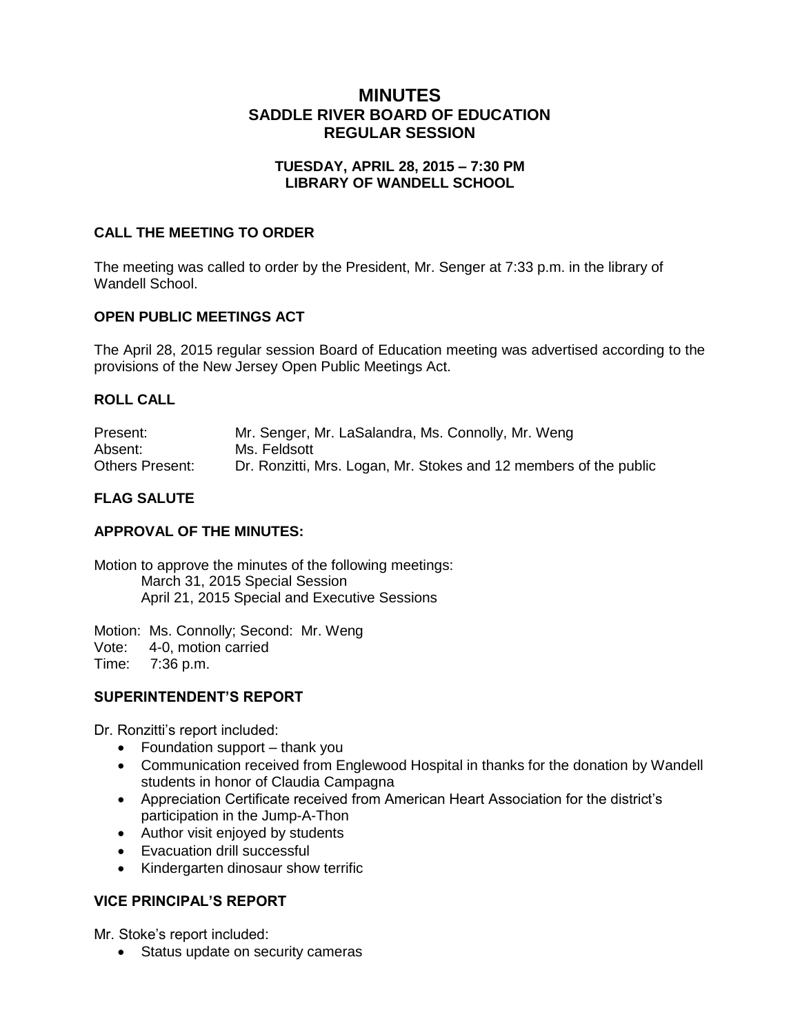# MINUTES
## SADDLE RIVER BOARD OF EDUCATION
## REGULAR SESSION

**TUESDAY, APRIL 28, 2015 – 7:30 PM**
**LIBRARY OF WANDELL SCHOOL**

### CALL THE MEETING TO ORDER

The meeting was called to order by the President, Mr. Senger at 7:33 p.m. in the library of Wandell School.

### OPEN PUBLIC MEETINGS ACT

The April 28, 2015 regular session Board of Education meeting was advertised according to the provisions of the New Jersey Open Public Meetings Act.

### ROLL CALL

| | |
|---|---|
| Present: | Mr. Senger, Mr. LaSalandra, Ms. Connolly, Mr. Weng |
| Absent: | Ms. Feldsott |
| Others Present: | Dr. Ronzitti, Mrs. Logan, Mr. Stokes and 12 members of the public |

### FLAG SALUTE

### APPROVAL OF THE MINUTES:

Motion to approve the minutes of the following meetings:
March 31, 2015 Special Session
April 21, 2015 Special and Executive Sessions

Motion: Ms. Connolly; Second: Mr. Weng
Vote: 4-0, motion carried
Time: 7:36 p.m.

### SUPERINTENDENT'S REPORT

Dr. Ronzitti's report included:

- Foundation support – thank you
- Communication received from Englewood Hospital in thanks for the donation by Wandell students in honor of Claudia Campagna
- Appreciation Certificate received from American Heart Association for the district's participation in the Jump-A-Thon
- Author visit enjoyed by students
- Evacuation drill successful
- Kindergarten dinosaur show terrific

### VICE PRINCIPAL'S REPORT

Mr. Stoke's report included:

- Status update on security cameras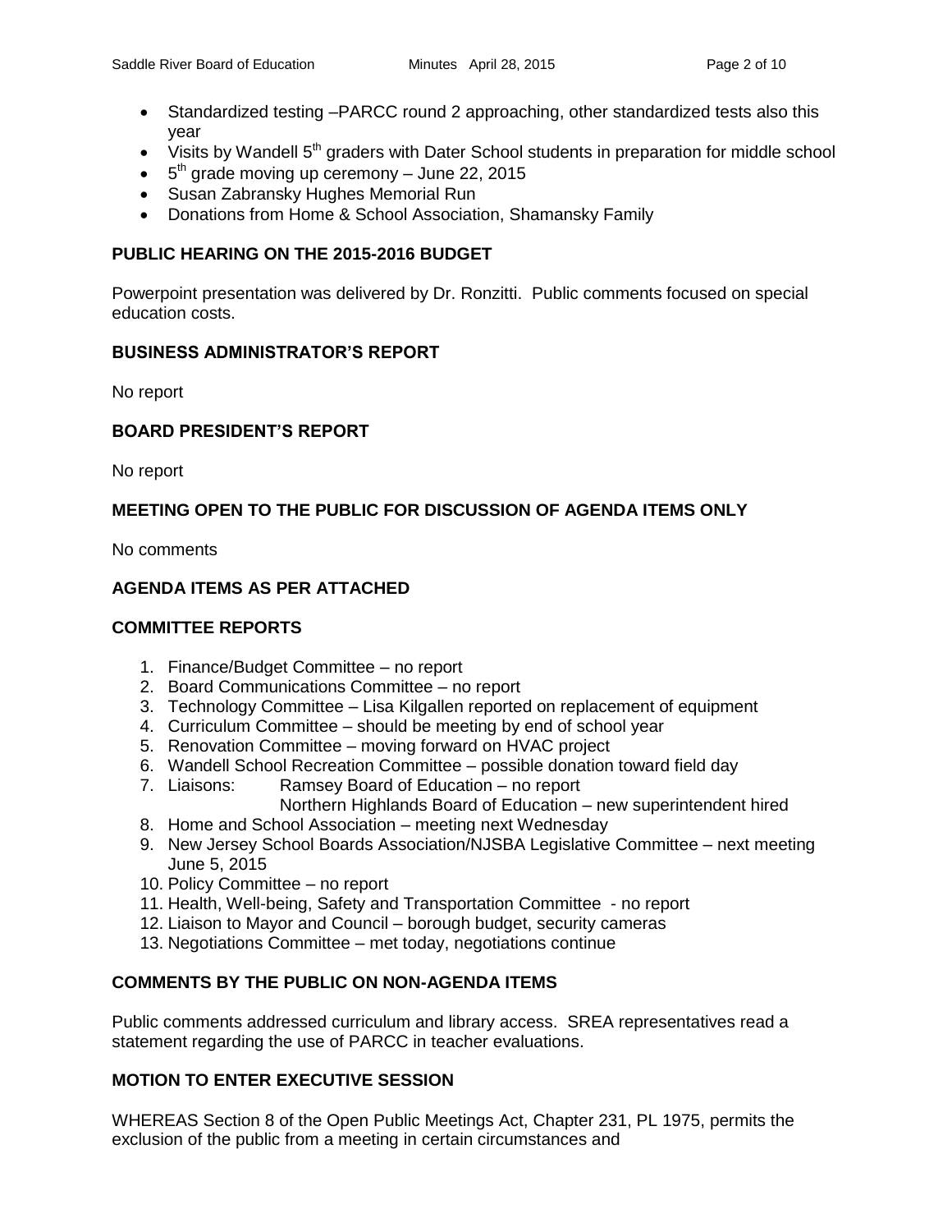- Standardized testing –PARCC round 2 approaching, other standardized tests also this year
- Visits by Wandell 5th graders with Dater School students in preparation for middle school
- 5th grade moving up ceremony – June 22, 2015
- Susan Zabransky Hughes Memorial Run
- Donations from Home & School Association, Shamansky Family

### PUBLIC HEARING ON THE 2015-2016 BUDGET

Powerpoint presentation was delivered by Dr. Ronzitti. Public comments focused on special education costs.

### BUSINESS ADMINISTRATOR'S REPORT

No report

### BOARD PRESIDENT'S REPORT

No report

### MEETING OPEN TO THE PUBLIC FOR DISCUSSION OF AGENDA ITEMS ONLY

No comments

### AGENDA ITEMS AS PER ATTACHED

### COMMITTEE REPORTS

1. Finance/Budget Committee – no report
2. Board Communications Committee – no report
3. Technology Committee – Lisa Kilgallen reported on replacement of equipment
4. Curriculum Committee – should be meeting by end of school year
5. Renovation Committee – moving forward on HVAC project
6. Wandell School Recreation Committee – possible donation toward field day
7. Liaisons: Ramsey Board of Education – no report
   Northern Highlands Board of Education – new superintendent hired
8. Home and School Association – meeting next Wednesday
9. New Jersey School Boards Association/NJSBA Legislative Committee – next meeting June 5, 2015
10. Policy Committee – no report
11. Health, Well-being, Safety and Transportation Committee - no report
12. Liaison to Mayor and Council – borough budget, security cameras
13. Negotiations Committee – met today, negotiations continue

### COMMENTS BY THE PUBLIC ON NON-AGENDA ITEMS

Public comments addressed curriculum and library access. SREA representatives read a statement regarding the use of PARCC in teacher evaluations.

### MOTION TO ENTER EXECUTIVE SESSION

WHEREAS Section 8 of the Open Public Meetings Act, Chapter 231, PL 1975, permits the exclusion of the public from a meeting in certain circumstances and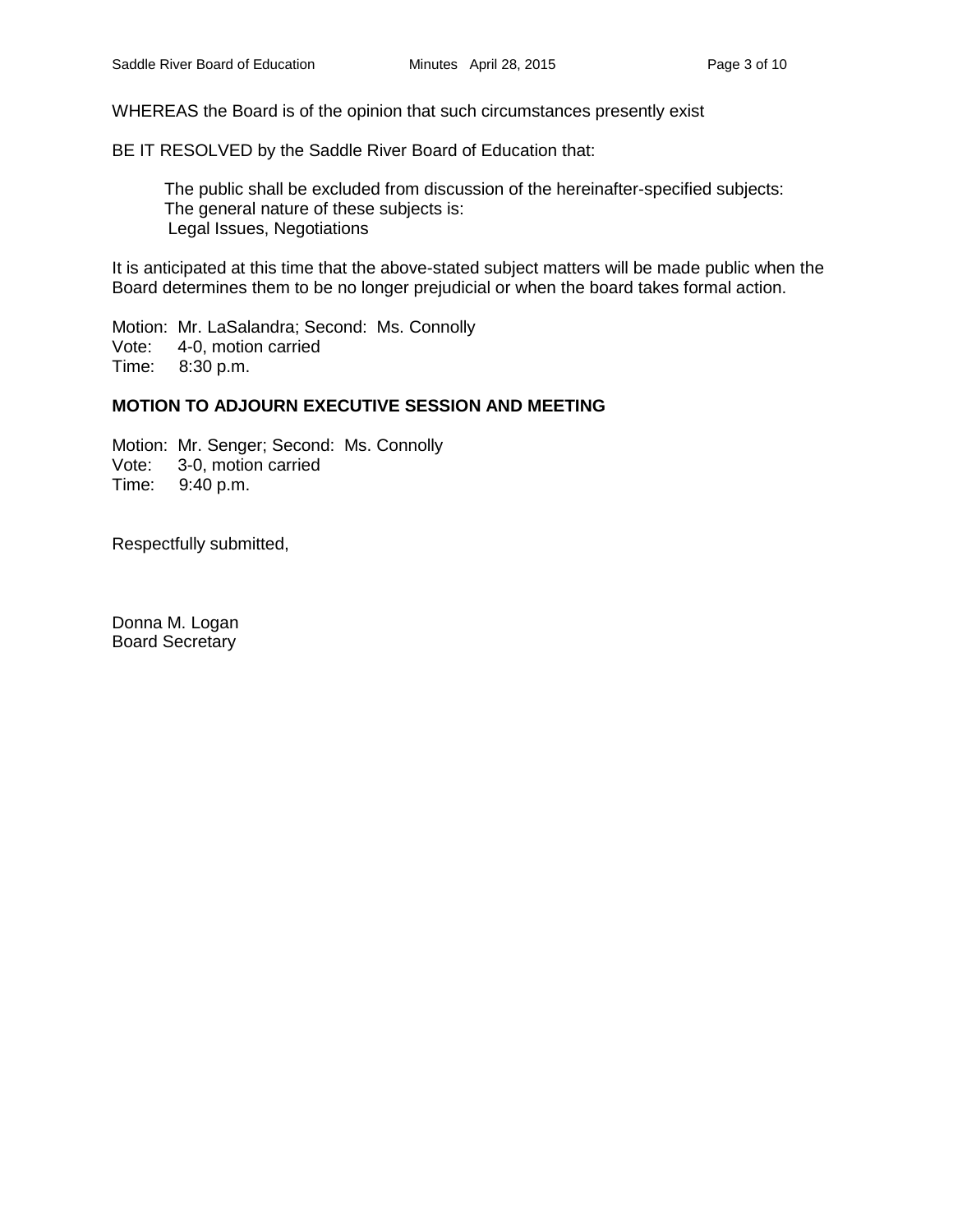WHEREAS the Board is of the opinion that such circumstances presently exist

BE IT RESOLVED by the Saddle River Board of Education that:

> The public shall be excluded from discussion of the hereinafter-specified subjects:
> The general nature of these subjects is:
> Legal Issues, Negotiations

It is anticipated at this time that the above-stated subject matters will be made public when the Board determines them to be no longer prejudicial or when the board takes formal action.

Motion: Mr. LaSalandra; Second: Ms. Connolly
Vote: 4-0, motion carried
Time: 8:30 p.m.

**MOTION TO ADJOURN EXECUTIVE SESSION AND MEETING**

Motion: Mr. Senger; Second: Ms. Connolly
Vote: 3-0, motion carried
Time: 9:40 p.m.

Respectfully submitted,

Donna M. Logan
Board Secretary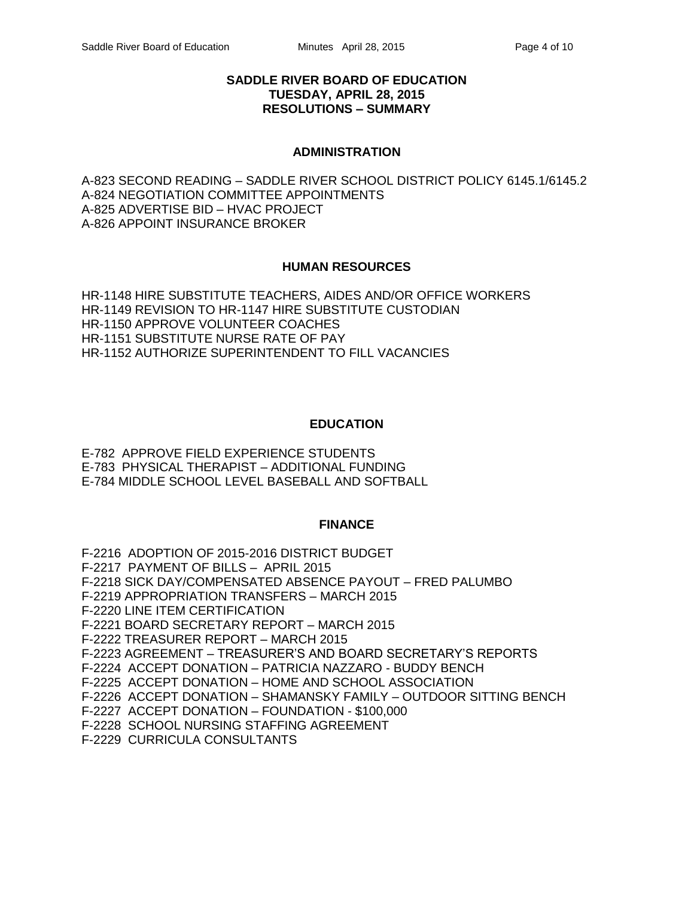# SADDLE RIVER BOARD OF EDUCATION
## TUESDAY, APRIL 28, 2015
## RESOLUTIONS – SUMMARY

### ADMINISTRATION

A-823 SECOND READING – SADDLE RIVER SCHOOL DISTRICT POLICY 6145.1/6145.2
A-824 NEGOTIATION COMMITTEE APPOINTMENTS
A-825 ADVERTISE BID – HVAC PROJECT
A-826 APPOINT INSURANCE BROKER

### HUMAN RESOURCES

HR-1148 HIRE SUBSTITUTE TEACHERS, AIDES AND/OR OFFICE WORKERS
HR-1149 REVISION TO HR-1147 HIRE SUBSTITUTE CUSTODIAN
HR-1150 APPROVE VOLUNTEER COACHES
HR-1151 SUBSTITUTE NURSE RATE OF PAY
HR-1152 AUTHORIZE SUPERINTENDENT TO FILL VACANCIES

### EDUCATION

E-782 APPROVE FIELD EXPERIENCE STUDENTS
E-783 PHYSICAL THERAPIST – ADDITIONAL FUNDING
E-784 MIDDLE SCHOOL LEVEL BASEBALL AND SOFTBALL

### FINANCE

F-2216 ADOPTION OF 2015-2016 DISTRICT BUDGET
F-2217 PAYMENT OF BILLS – APRIL 2015
F-2218 SICK DAY/COMPENSATED ABSENCE PAYOUT – FRED PALUMBO
F-2219 APPROPRIATION TRANSFERS – MARCH 2015
F-2220 LINE ITEM CERTIFICATION
F-2221 BOARD SECRETARY REPORT – MARCH 2015
F-2222 TREASURER REPORT – MARCH 2015
F-2223 AGREEMENT – TREASURER'S AND BOARD SECRETARY'S REPORTS
F-2224 ACCEPT DONATION – PATRICIA NAZZARO - BUDDY BENCH
F-2225 ACCEPT DONATION – HOME AND SCHOOL ASSOCIATION
F-2226 ACCEPT DONATION – SHAMANSKY FAMILY – OUTDOOR SITTING BENCH
F-2227 ACCEPT DONATION – FOUNDATION - $100,000
F-2228 SCHOOL NURSING STAFFING AGREEMENT
F-2229 CURRICULA CONSULTANTS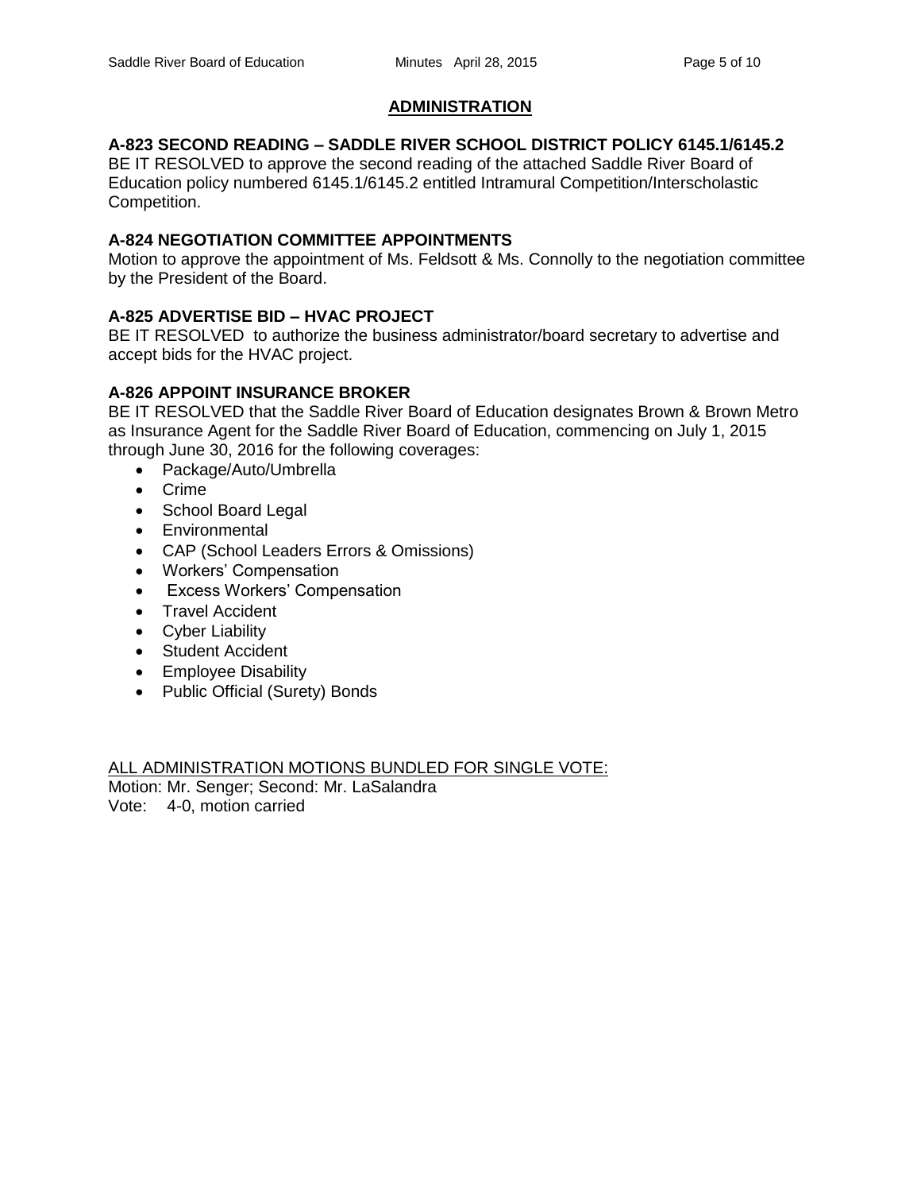## ADMINISTRATION

**A-823 SECOND READING – SADDLE RIVER SCHOOL DISTRICT POLICY 6145.1/6145.2**

BE IT RESOLVED to approve the second reading of the attached Saddle River Board of Education policy numbered 6145.1/6145.2 entitled Intramural Competition/Interscholastic Competition.

**A-824 NEGOTIATION COMMITTEE APPOINTMENTS**

Motion to approve the appointment of Ms. Feldsott & Ms. Connolly to the negotiation committee by the President of the Board.

**A-825 ADVERTISE BID – HVAC PROJECT**

BE IT RESOLVED to authorize the business administrator/board secretary to advertise and accept bids for the HVAC project.

**A-826 APPOINT INSURANCE BROKER**

BE IT RESOLVED that the Saddle River Board of Education designates Brown & Brown Metro as Insurance Agent for the Saddle River Board of Education, commencing on July 1, 2015 through June 30, 2016 for the following coverages:

- Package/Auto/Umbrella
- Crime
- School Board Legal
- Environmental
- CAP (School Leaders Errors & Omissions)
- Workers' Compensation
- Excess Workers' Compensation
- Travel Accident
- Cyber Liability
- Student Accident
- Employee Disability
- Public Official (Surety) Bonds

ALL ADMINISTRATION MOTIONS BUNDLED FOR SINGLE VOTE:

Motion: Mr. Senger; Second: Mr. LaSalandra

Vote: 4-0, motion carried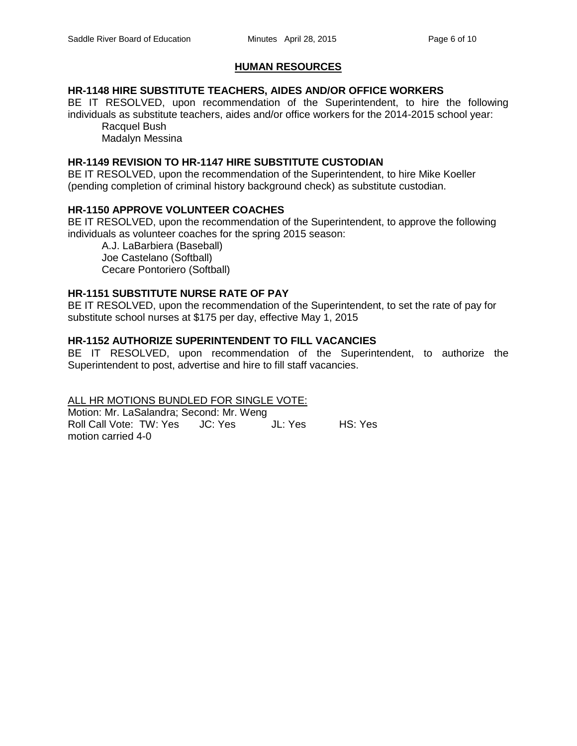## HUMAN RESOURCES

**HR-1148 HIRE SUBSTITUTE TEACHERS, AIDES AND/OR OFFICE WORKERS**

BE IT RESOLVED, upon recommendation of the Superintendent, to hire the following individuals as substitute teachers, aides and/or office workers for the 2014-2015 school year:

Racquel Bush
Madalyn Messina

**HR-1149 REVISION TO HR-1147 HIRE SUBSTITUTE CUSTODIAN**

BE IT RESOLVED, upon the recommendation of the Superintendent, to hire Mike Koeller (pending completion of criminal history background check) as substitute custodian.

**HR-1150 APPROVE VOLUNTEER COACHES**

BE IT RESOLVED, upon the recommendation of the Superintendent, to approve the following individuals as volunteer coaches for the spring 2015 season:

A.J. LaBarbiera (Baseball)
Joe Castelano (Softball)
Cecare Pontoriero (Softball)

**HR-1151 SUBSTITUTE NURSE RATE OF PAY**

BE IT RESOLVED, upon the recommendation of the Superintendent, to set the rate of pay for substitute school nurses at $175 per day, effective May 1, 2015

**HR-1152 AUTHORIZE SUPERINTENDENT TO FILL VACANCIES**

BE IT RESOLVED, upon recommendation of the Superintendent, to authorize the Superintendent to post, advertise and hire to fill staff vacancies.

ALL HR MOTIONS BUNDLED FOR SINGLE VOTE:

Motion: Mr. LaSalandra; Second: Mr. Weng
Roll Call Vote: TW: Yes JC: Yes JL: Yes HS: Yes
motion carried 4-0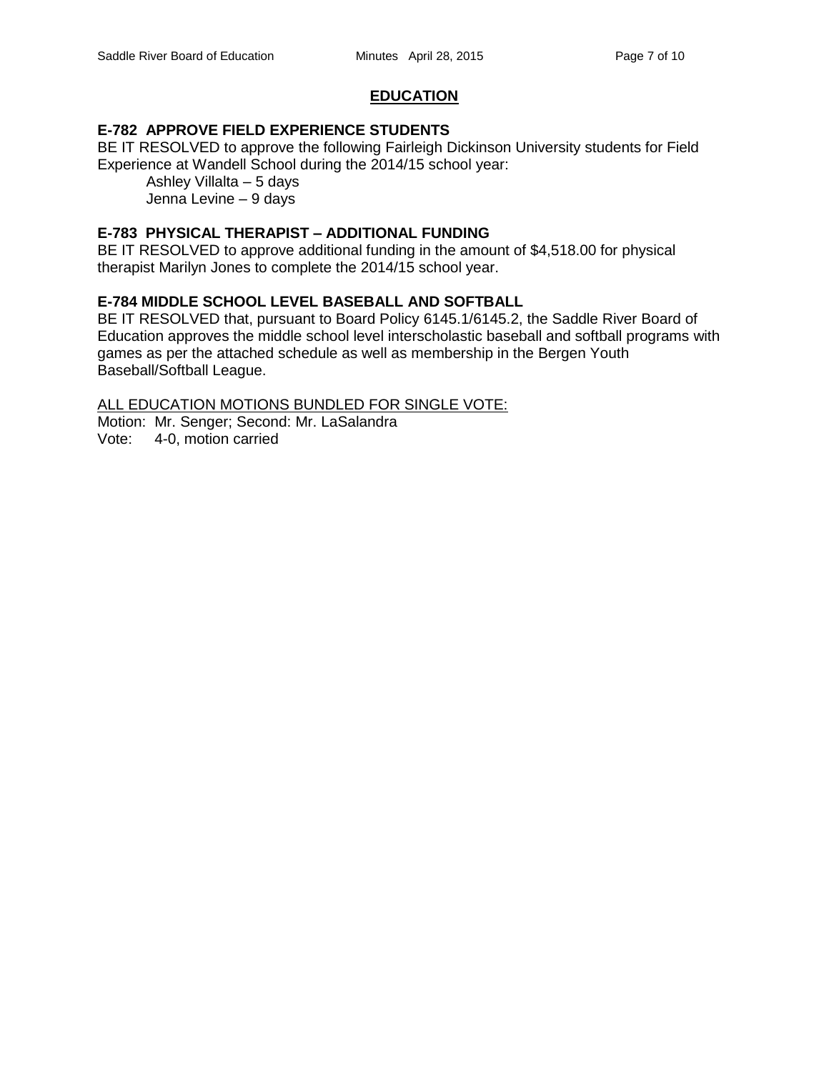## EDUCATION

**E-782 APPROVE FIELD EXPERIENCE STUDENTS**

BE IT RESOLVED to approve the following Fairleigh Dickinson University students for Field Experience at Wandell School during the 2014/15 school year:

Ashley Villalta – 5 days
Jenna Levine – 9 days

**E-783 PHYSICAL THERAPIST – ADDITIONAL FUNDING**

BE IT RESOLVED to approve additional funding in the amount of $4,518.00 for physical therapist Marilyn Jones to complete the 2014/15 school year.

**E-784 MIDDLE SCHOOL LEVEL BASEBALL AND SOFTBALL**

BE IT RESOLVED that, pursuant to Board Policy 6145.1/6145.2, the Saddle River Board of Education approves the middle school level interscholastic baseball and softball programs with games as per the attached schedule as well as membership in the Bergen Youth Baseball/Softball League.

ALL EDUCATION MOTIONS BUNDLED FOR SINGLE VOTE:

Motion: Mr. Senger; Second: Mr. LaSalandra
Vote: 4-0, motion carried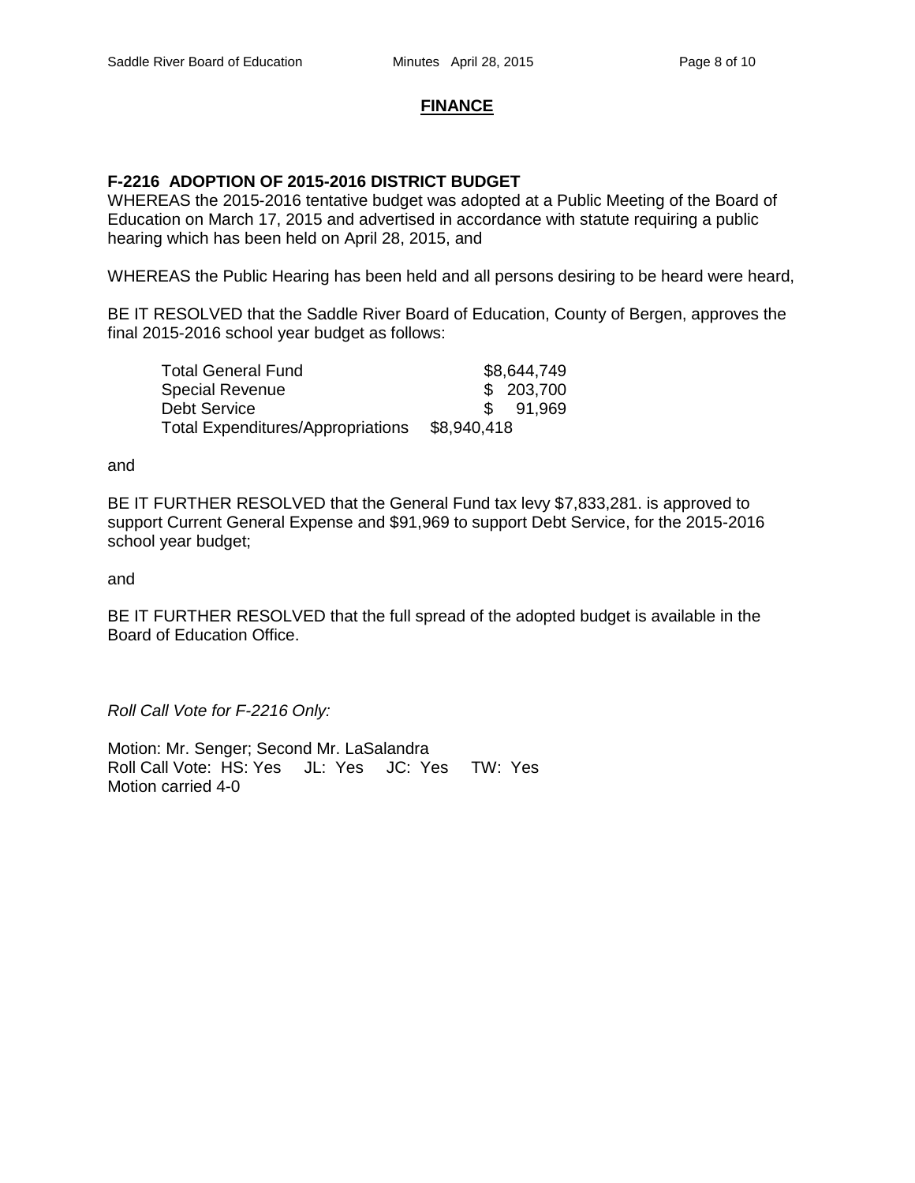## FINANCE

**F-2216 ADOPTION OF 2015-2016 DISTRICT BUDGET**
WHEREAS the 2015-2016 tentative budget was adopted at a Public Meeting of the Board of Education on March 17, 2015 and advertised in accordance with statute requiring a public hearing which has been held on April 28, 2015, and

WHEREAS the Public Hearing has been held and all persons desiring to be heard were heard,

BE IT RESOLVED that the Saddle River Board of Education, County of Bergen, approves the final 2015-2016 school year budget as follows:

| | |
|---|---|
| Total General Fund | $8,644,749 |
| Special Revenue | $ 203,700 |
| Debt Service | $ 91,969 |
| Total Expenditures/Appropriations | $8,940,418 |

and

BE IT FURTHER RESOLVED that the General Fund tax levy $7,833,281. is approved to support Current General Expense and $91,969 to support Debt Service, for the 2015-2016 school year budget;

and

BE IT FURTHER RESOLVED that the full spread of the adopted budget is available in the Board of Education Office.

*Roll Call Vote for F-2216 Only:*

Motion: Mr. Senger; Second Mr. LaSalandra
Roll Call Vote: HS: Yes JL: Yes JC: Yes TW: Yes
Motion carried 4-0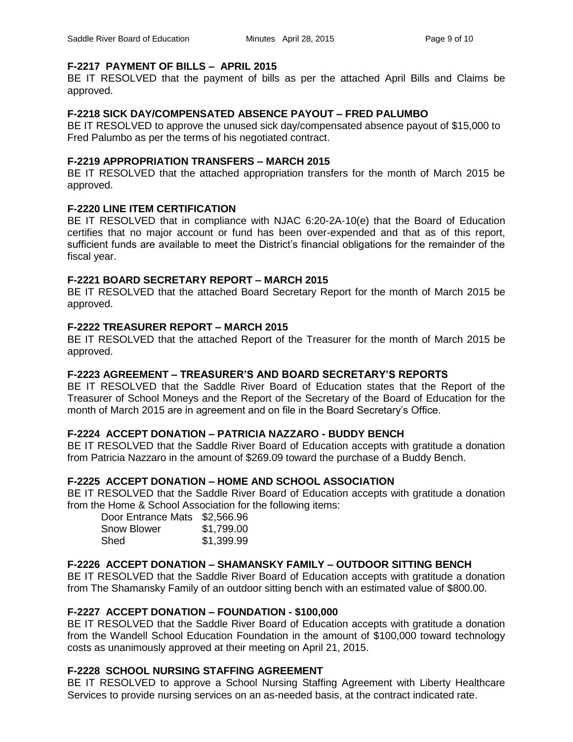**F-2217 PAYMENT OF BILLS – APRIL 2015**

BE IT RESOLVED that the payment of bills as per the attached April Bills and Claims be approved.

**F-2218 SICK DAY/COMPENSATED ABSENCE PAYOUT – FRED PALUMBO**

BE IT RESOLVED to approve the unused sick day/compensated absence payout of $15,000 to Fred Palumbo as per the terms of his negotiated contract.

**F-2219 APPROPRIATION TRANSFERS – MARCH 2015**

BE IT RESOLVED that the attached appropriation transfers for the month of March 2015 be approved.

**F-2220 LINE ITEM CERTIFICATION**

BE IT RESOLVED that in compliance with NJAC 6:20-2A-10(e) that the Board of Education certifies that no major account or fund has been over-expended and that as of this report, sufficient funds are available to meet the District's financial obligations for the remainder of the fiscal year.

**F-2221 BOARD SECRETARY REPORT – MARCH 2015**

BE IT RESOLVED that the attached Board Secretary Report for the month of March 2015 be approved.

**F-2222 TREASURER REPORT – MARCH 2015**

BE IT RESOLVED that the attached Report of the Treasurer for the month of March 2015 be approved.

**F-2223 AGREEMENT – TREASURER'S AND BOARD SECRETARY'S REPORTS**

BE IT RESOLVED that the Saddle River Board of Education states that the Report of the Treasurer of School Moneys and the Report of the Secretary of the Board of Education for the month of March 2015 are in agreement and on file in the Board Secretary's Office.

**F-2224 ACCEPT DONATION – PATRICIA NAZZARO - BUDDY BENCH**

BE IT RESOLVED that the Saddle River Board of Education accepts with gratitude a donation from Patricia Nazzaro in the amount of $269.09 toward the purchase of a Buddy Bench.

**F-2225 ACCEPT DONATION – HOME AND SCHOOL ASSOCIATION**

BE IT RESOLVED that the Saddle River Board of Education accepts with gratitude a donation from the Home & School Association for the following items:

| | |
|---|---|
| Door Entrance Mats | $2,566.96 |
| Snow Blower | $1,799.00 |
| Shed | $1,399.99 |

**F-2226 ACCEPT DONATION – SHAMANSKY FAMILY – OUTDOOR SITTING BENCH**

BE IT RESOLVED that the Saddle River Board of Education accepts with gratitude a donation from The Shamansky Family of an outdoor sitting bench with an estimated value of $800.00.

**F-2227 ACCEPT DONATION – FOUNDATION - $100,000**

BE IT RESOLVED that the Saddle River Board of Education accepts with gratitude a donation from the Wandell School Education Foundation in the amount of $100,000 toward technology costs as unanimously approved at their meeting on April 21, 2015.

**F-2228 SCHOOL NURSING STAFFING AGREEMENT**

BE IT RESOLVED to approve a School Nursing Staffing Agreement with Liberty Healthcare Services to provide nursing services on an as-needed basis, at the contract indicated rate.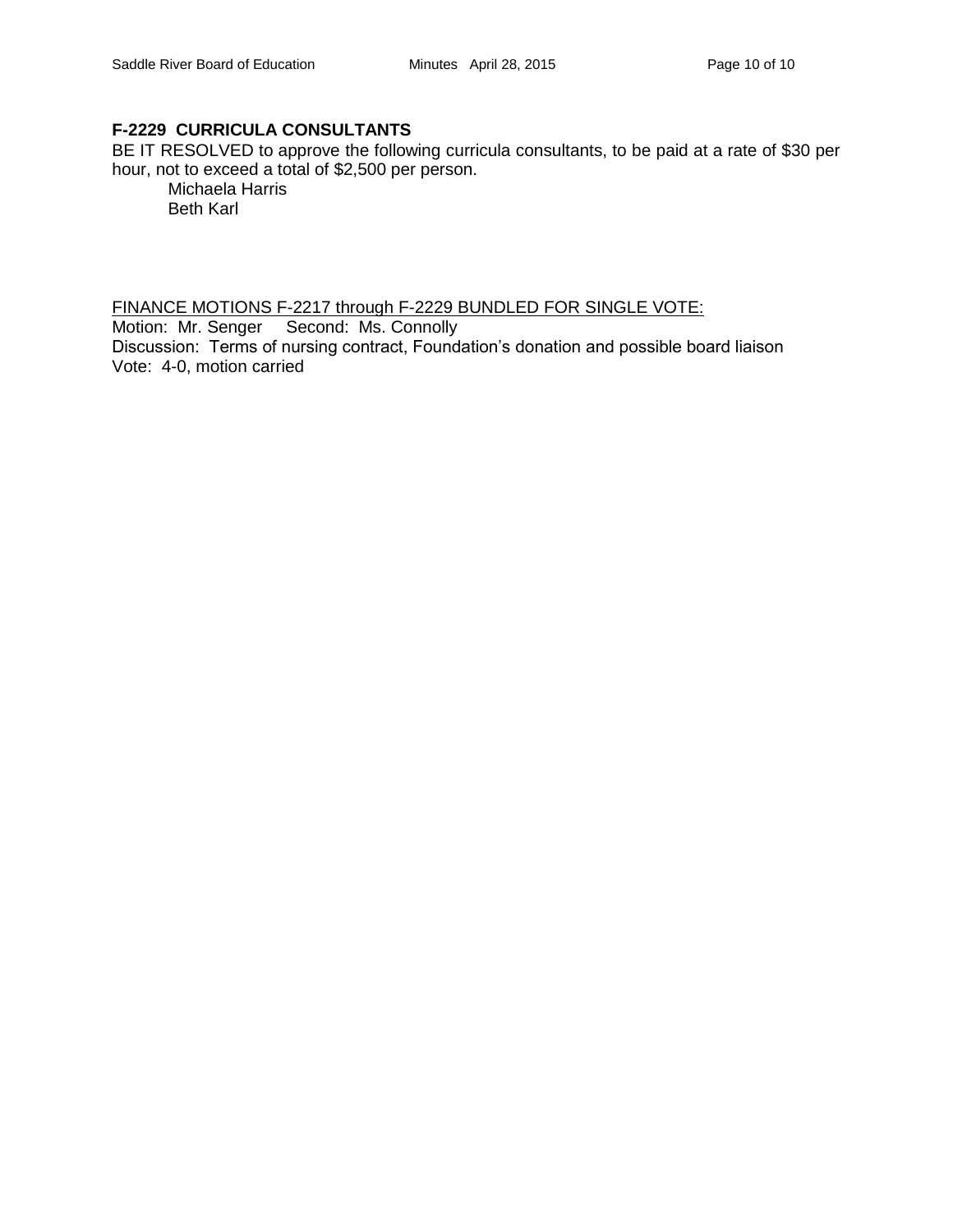**F-2229 CURRICULA CONSULTANTS**

BE IT RESOLVED to approve the following curricula consultants, to be paid at a rate of $30 per hour, not to exceed a total of $2,500 per person.

Michaela Harris
Beth Karl

<u>FINANCE MOTIONS F-2217 through F-2229 BUNDLED FOR SINGLE VOTE:</u>

Motion: Mr. Senger  Second: Ms. Connolly

Discussion: Terms of nursing contract, Foundation's donation and possible board liaison

Vote: 4-0, motion carried